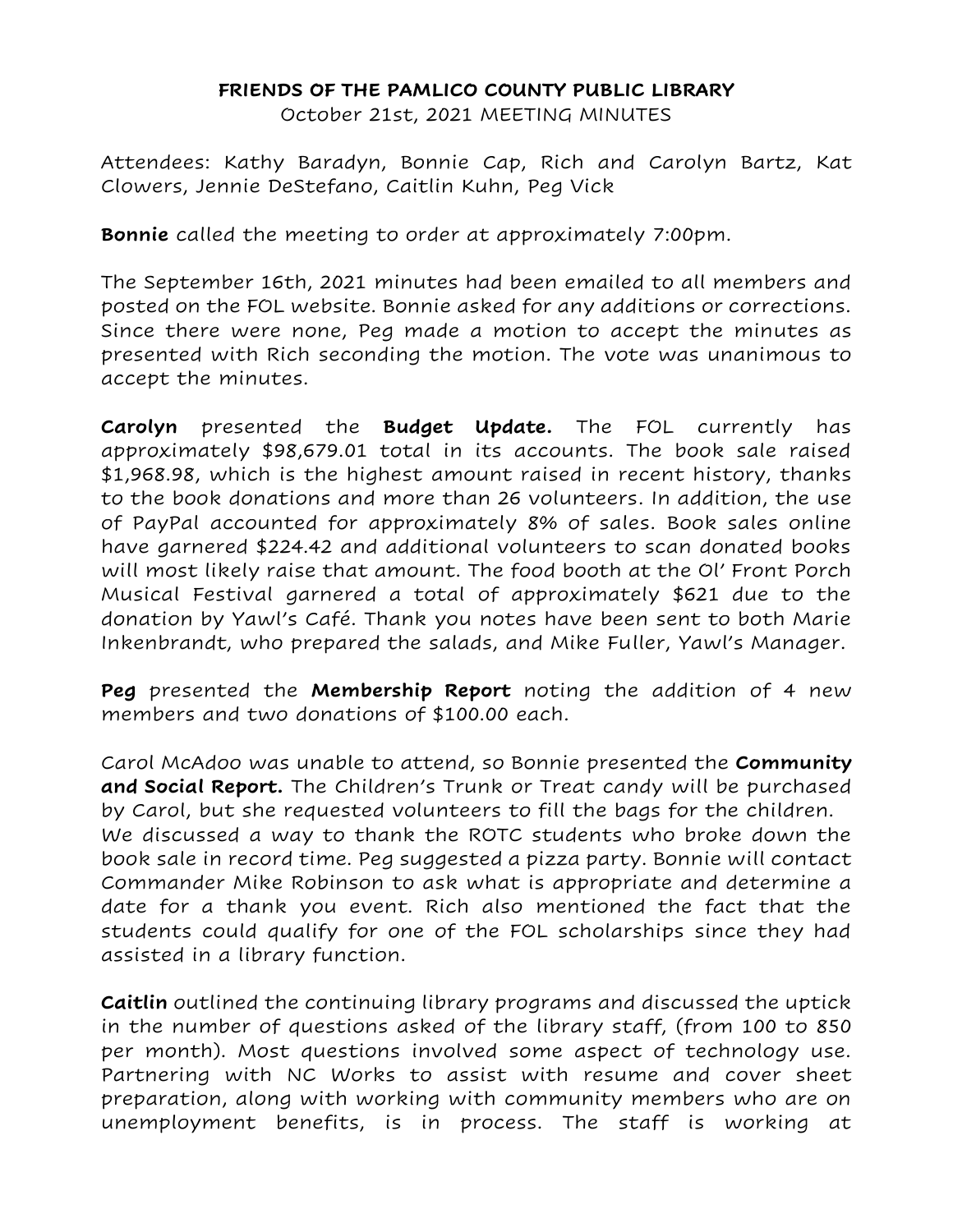**FRIENDS OF THE PAMLICO COUNTY PUBLIC LIBRARY**

October 21st, 2021 MEETING MINUTES

Attendees: Kathy Baradyn, Bonnie Cap, Rich and Carolyn Bartz, Kat Clowers, Jennie DeStefano, Caitlin Kuhn, Peg Vick

**Bonnie** called the meeting to order at approximately 7:00pm.

The September 16th, 2021 minutes had been emailed to all members and posted on the FOL website. Bonnie asked for any additions or corrections. Since there were none, Peg made a motion to accept the minutes as presented with Rich seconding the motion. The vote was unanimous to accept the minutes.

**Carolyn** presented the **Budget Update.** The FOL currently has approximately $98,679.01 total in its accounts. The book sale raised $1,968.98, which is the highest amount raised in recent history, thanks to the book donations and more than 26 volunteers. In addition, the use of PayPal accounted for approximately 8% of sales. Book sales online have garnered $224.42 and additional volunteers to scan donated books will most likely raise that amount. The food booth at the Ol' Front Porch Musical Festival garnered a total of approximately $621 due to the donation by Yawl's Café. Thank you notes have been sent to both Marie Inkenbrandt, who prepared the salads, and Mike Fuller, Yawl's Manager.

**Peg** presented the **Membership Report** noting the addition of 4 new members and two donations of $100.00 each.

Carol McAdoo was unable to attend, so Bonnie presented the **Community and Social Report.** The Children's Trunk or Treat candy will be purchased by Carol, but she requested volunteers to fill the bags for the children.
We discussed a way to thank the ROTC students who broke down the book sale in record time. Peg suggested a pizza party. Bonnie will contact Commander Mike Robinson to ask what is appropriate and determine a date for a thank you event. Rich also mentioned the fact that the students could qualify for one of the FOL scholarships since they had assisted in a library function.

**Caitlin** outlined the continuing library programs and discussed the uptick in the number of questions asked of the library staff, (from 100 to 850 per month). Most questions involved some aspect of technology use. Partnering with NC Works to assist with resume and cover sheet preparation, along with working with community members who are on unemployment benefits, is in process. The staff is working at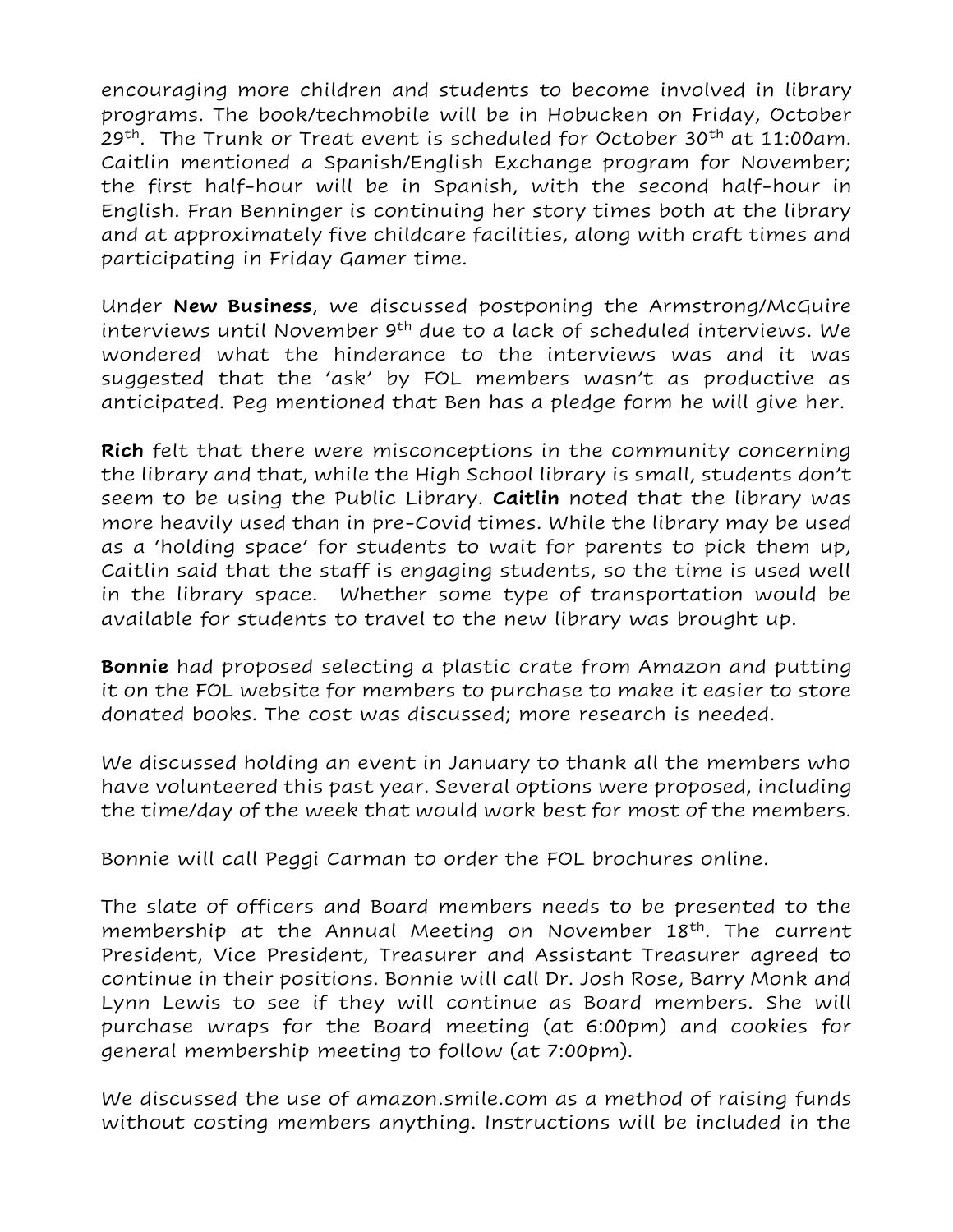encouraging more children and students to become involved in library programs. The book/techmobile will be in Hobucken on Friday, October 29th. The Trunk or Treat event is scheduled for October 30th at 11:00am. Caitlin mentioned a Spanish/English Exchange program for November; the first half-hour will be in Spanish, with the second half-hour in English. Fran Benninger is continuing her story times both at the library and at approximately five childcare facilities, along with craft times and participating in Friday Gamer time.

Under **New Business**, we discussed postponing the Armstrong/McGuire interviews until November 9th due to a lack of scheduled interviews. We wondered what the hinderance to the interviews was and it was suggested that the 'ask' by FOL members wasn't as productive as anticipated. Peg mentioned that Ben has a pledge form he will give her.

**Rich** felt that there were misconceptions in the community concerning the library and that, while the High School library is small, students don't seem to be using the Public Library. **Caitlin** noted that the library was more heavily used than in pre-Covid times. While the library may be used as a 'holding space' for students to wait for parents to pick them up, Caitlin said that the staff is engaging students, so the time is used well in the library space. Whether some type of transportation would be available for students to travel to the new library was brought up.

**Bonnie** had proposed selecting a plastic crate from Amazon and putting it on the FOL website for members to purchase to make it easier to store donated books. The cost was discussed; more research is needed.

We discussed holding an event in January to thank all the members who have volunteered this past year. Several options were proposed, including the time/day of the week that would work best for most of the members.

Bonnie will call Peggi Carman to order the FOL brochures online.

The slate of officers and Board members needs to be presented to the membership at the Annual Meeting on November 18th. The current President, Vice President, Treasurer and Assistant Treasurer agreed to continue in their positions. Bonnie will call Dr. Josh Rose, Barry Monk and Lynn Lewis to see if they will continue as Board members. She will purchase wraps for the Board meeting (at 6:00pm) and cookies for general membership meeting to follow (at 7:00pm).

We discussed the use of amazon.smile.com as a method of raising funds without costing members anything. Instructions will be included in the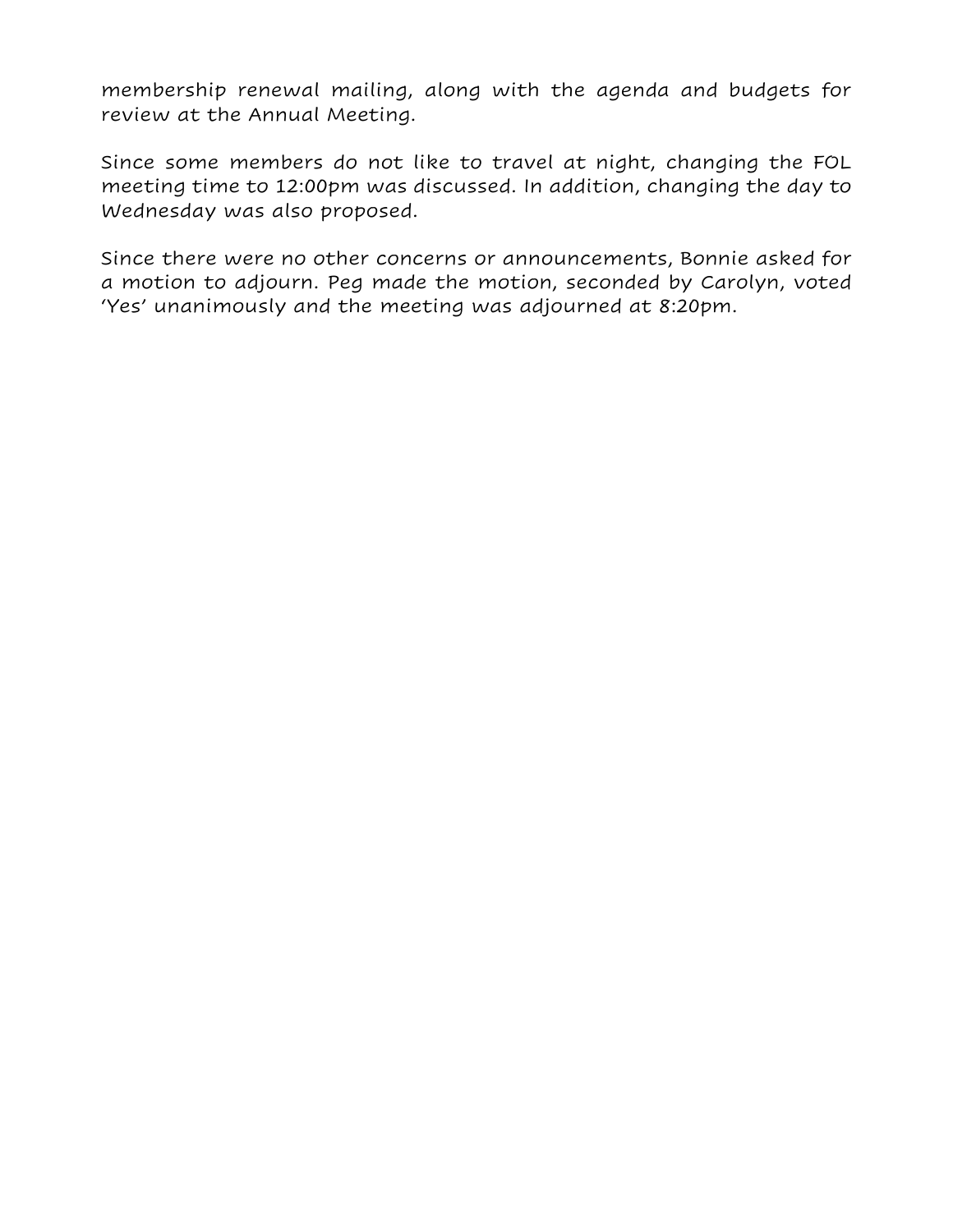membership renewal mailing, along with the agenda and budgets for review at the Annual Meeting.

Since some members do not like to travel at night, changing the FOL meeting time to 12:00pm was discussed. In addition, changing the day to Wednesday was also proposed.

Since there were no other concerns or announcements, Bonnie asked for a motion to adjourn. Peg made the motion, seconded by Carolyn, voted 'Yes' unanimously and the meeting was adjourned at 8:20pm.